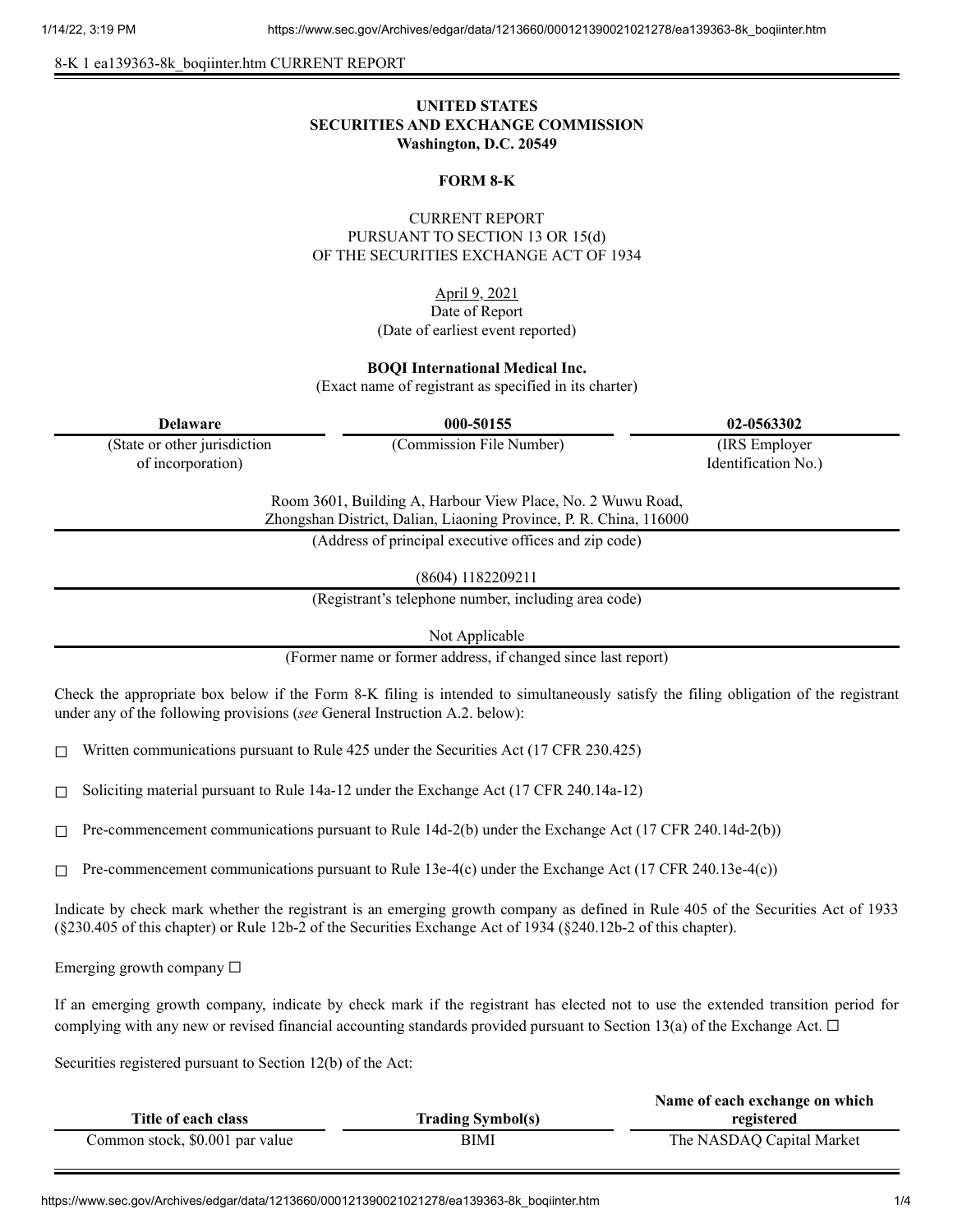8-K 1 ea139363-8k_boqiinter.htm CURRENT REPORT

**UNITED STATES**
**SECURITIES AND EXCHANGE COMMISSION**
**Washington, D.C. 20549**

**FORM 8-K**

CURRENT REPORT
PURSUANT TO SECTION 13 OR 15(d)
OF THE SECURITIES EXCHANGE ACT OF 1934

April 9, 2021
Date of Report
(Date of earliest event reported)

**BOQI International Medical Inc.**
(Exact name of registrant as specified in its charter)

| **Delaware** | **000-50155** | **02-0563302** |
|---|---|---|
| (State or other jurisdiction of incorporation) | (Commission File Number) | (IRS Employer Identification No.) |

Room 3601, Building A, Harbour View Place, No. 2 Wuwu Road,
Zhongshan District, Dalian, Liaoning Province, P. R. China, 116000
(Address of principal executive offices and zip code)

(8604) 1182209211
(Registrant's telephone number, including area code)

Not Applicable
(Former name or former address, if changed since last report)

Check the appropriate box below if the Form 8-K filing is intended to simultaneously satisfy the filing obligation of the registrant under any of the following provisions (*see* General Instruction A.2. below):

☐ Written communications pursuant to Rule 425 under the Securities Act (17 CFR 230.425)

☐ Soliciting material pursuant to Rule 14a-12 under the Exchange Act (17 CFR 240.14a-12)

☐ Pre-commencement communications pursuant to Rule 14d-2(b) under the Exchange Act (17 CFR 240.14d-2(b))

☐ Pre-commencement communications pursuant to Rule 13e-4(c) under the Exchange Act (17 CFR 240.13e-4(c))

Indicate by check mark whether the registrant is an emerging growth company as defined in Rule 405 of the Securities Act of 1933 (§230.405 of this chapter) or Rule 12b-2 of the Securities Exchange Act of 1934 (§240.12b-2 of this chapter).

Emerging growth company ☐

If an emerging growth company, indicate by check mark if the registrant has elected not to use the extended transition period for complying with any new or revised financial accounting standards provided pursuant to Section 13(a) of the Exchange Act. ☐

Securities registered pursuant to Section 12(b) of the Act:

| Title of each class | Trading Symbol(s) | Name of each exchange on which registered |
|---|---|---|
| Common stock, $0.001 par value | BIMI | The NASDAQ Capital Market |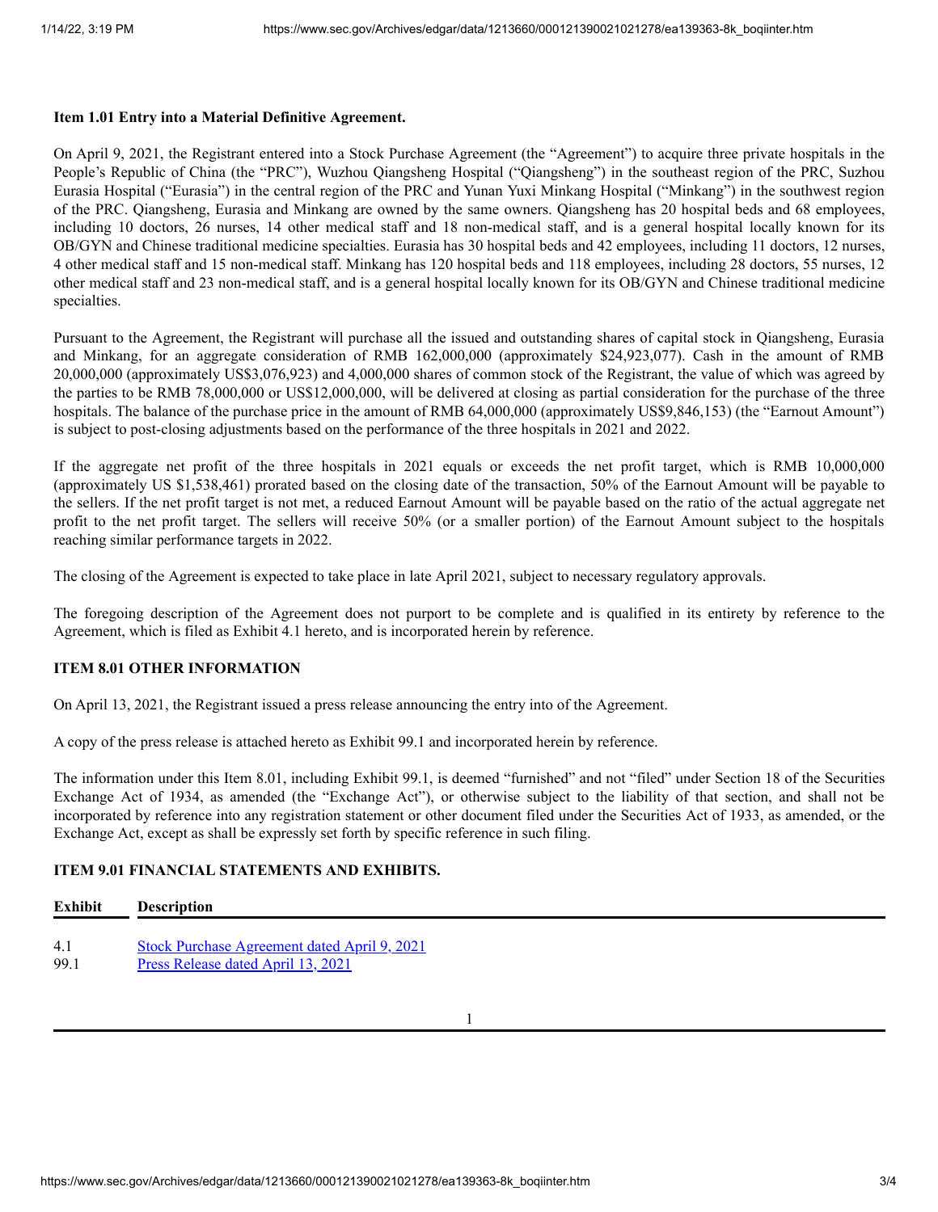**Item 1.01 Entry into a Material Definitive Agreement.**

On April 9, 2021, the Registrant entered into a Stock Purchase Agreement (the "Agreement") to acquire three private hospitals in the People's Republic of China (the "PRC"), Wuzhou Qiangsheng Hospital ("Qiangsheng") in the southeast region of the PRC, Suzhou Eurasia Hospital ("Eurasia") in the central region of the PRC and Yunan Yuxi Minkang Hospital ("Minkang") in the southwest region of the PRC. Qiangsheng, Eurasia and Minkang are owned by the same owners. Qiangsheng has 20 hospital beds and 68 employees, including 10 doctors, 26 nurses, 14 other medical staff and 18 non-medical staff, and is a general hospital locally known for its OB/GYN and Chinese traditional medicine specialties. Eurasia has 30 hospital beds and 42 employees, including 11 doctors, 12 nurses, 4 other medical staff and 15 non-medical staff. Minkang has 120 hospital beds and 118 employees, including 28 doctors, 55 nurses, 12 other medical staff and 23 non-medical staff, and is a general hospital locally known for its OB/GYN and Chinese traditional medicine specialties.

Pursuant to the Agreement, the Registrant will purchase all the issued and outstanding shares of capital stock in Qiangsheng, Eurasia and Minkang, for an aggregate consideration of RMB 162,000,000 (approximately $24,923,077). Cash in the amount of RMB 20,000,000 (approximately US$3,076,923) and 4,000,000 shares of common stock of the Registrant, the value of which was agreed by the parties to be RMB 78,000,000 or US$12,000,000, will be delivered at closing as partial consideration for the purchase of the three hospitals. The balance of the purchase price in the amount of RMB 64,000,000 (approximately US$9,846,153) (the "Earnout Amount") is subject to post-closing adjustments based on the performance of the three hospitals in 2021 and 2022.

If the aggregate net profit of the three hospitals in 2021 equals or exceeds the net profit target, which is RMB 10,000,000 (approximately US $1,538,461) prorated based on the closing date of the transaction, 50% of the Earnout Amount will be payable to the sellers. If the net profit target is not met, a reduced Earnout Amount will be payable based on the ratio of the actual aggregate net profit to the net profit target. The sellers will receive 50% (or a smaller portion) of the Earnout Amount subject to the hospitals reaching similar performance targets in 2022.

The closing of the Agreement is expected to take place in late April 2021, subject to necessary regulatory approvals.

The foregoing description of the Agreement does not purport to be complete and is qualified in its entirety by reference to the Agreement, which is filed as Exhibit 4.1 hereto, and is incorporated herein by reference.

**ITEM 8.01 OTHER INFORMATION**

On April 13, 2021, the Registrant issued a press release announcing the entry into of the Agreement.

A copy of the press release is attached hereto as Exhibit 99.1 and incorporated herein by reference.

The information under this Item 8.01, including Exhibit 99.1, is deemed "furnished" and not "filed" under Section 18 of the Securities Exchange Act of 1934, as amended (the "Exchange Act"), or otherwise subject to the liability of that section, and shall not be incorporated by reference into any registration statement or other document filed under the Securities Act of 1933, as amended, or the Exchange Act, except as shall be expressly set forth by specific reference in such filing.

**ITEM 9.01 FINANCIAL STATEMENTS AND EXHIBITS.**

| Exhibit | Description |
|---|---|
| 4.1 | Stock Purchase Agreement dated April 9, 2021 |
| 99.1 | Press Release dated April 13, 2021 |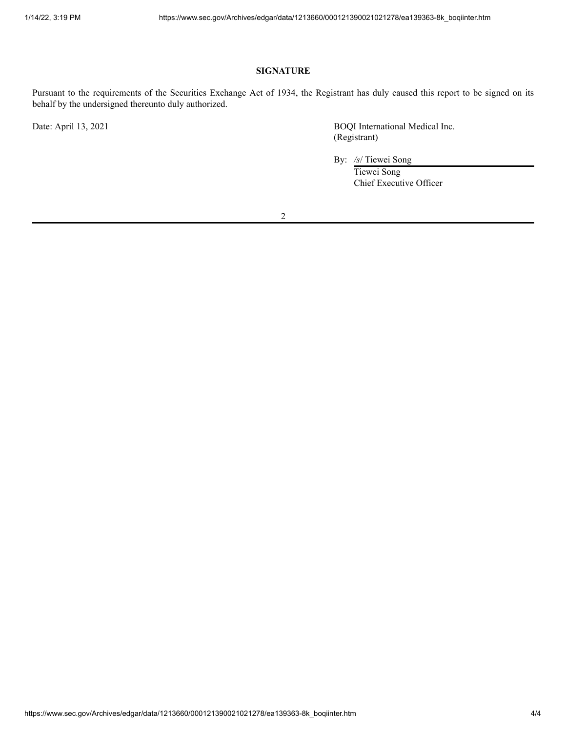**SIGNATURE**

Pursuant to the requirements of the Securities Exchange Act of 1934, the Registrant has duly caused this report to be signed on its behalf by the undersigned thereunto duly authorized.

Date: April 13, 2021

BOQI International Medical Inc.
(Registrant)

By: */s/* Tiewei Song
Tiewei Song
Chief Executive Officer